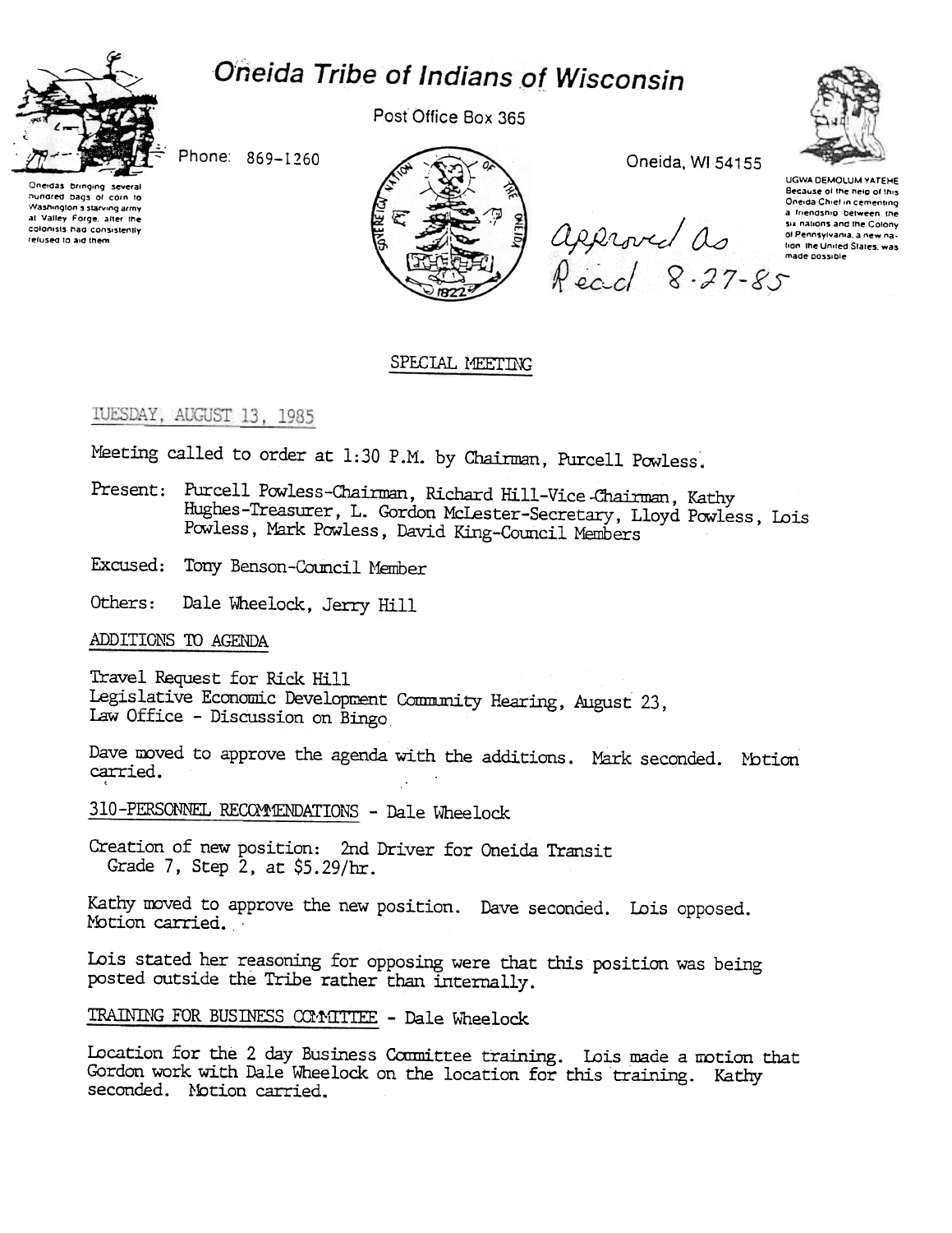# Oneida Tribe of Indians of Wisconsin

Oneidas bringing several hundred bags of corn to Washington's starving army at Valley Forge, after the colonists had consistently refused to aid them

Post Office Box 365

Phone: 869-1260

Oneida, WI 54155

UGWA DEMOLUM YATEHE
Because of the help of this Oneida Chief in cementing a friendship between the six nations and the Colony of Pennsylvania, a new nation the United States, was made possible

approved as Read 8-27-85

## SPECIAL MEETING

TUESDAY, AUGUST 13, 1985

Meeting called to order at 1:30 P.M. by Chairman, Purcell Powless.

Present: Purcell Powless-Chairman, Richard Hill-Vice-Chairman, Kathy Hughes-Treasurer, L. Gordon McLester-Secretary, Lloyd Powless, Lois Powless, Mark Powless, David King-Council Members

Excused: Tony Benson-Council Member

Others: Dale Wheelock, Jerry Hill

ADDITIONS TO AGENDA

Travel Request for Rick Hill
Legislative Economic Development Community Hearing, August 23,
Law Office - Discussion on Bingo

Dave moved to approve the agenda with the additions. Mark seconded. Motion carried.

310-PERSONNEL RECOMMENDATIONS - Dale Wheelock

Creation of new position: 2nd Driver for Oneida Transit
Grade 7, Step 2, at $5.29/hr.

Kathy moved to approve the new position. Dave seconded. Lois opposed. Motion carried.

Lois stated her reasoning for opposing were that this position was being posted outside the Tribe rather than internally.

TRAINING FOR BUSINESS COMMITTEE - Dale Wheelock

Location for the 2 day Business Committee training. Lois made a motion that Gordon work with Dale Wheelock on the location for this training. Kathy seconded. Motion carried.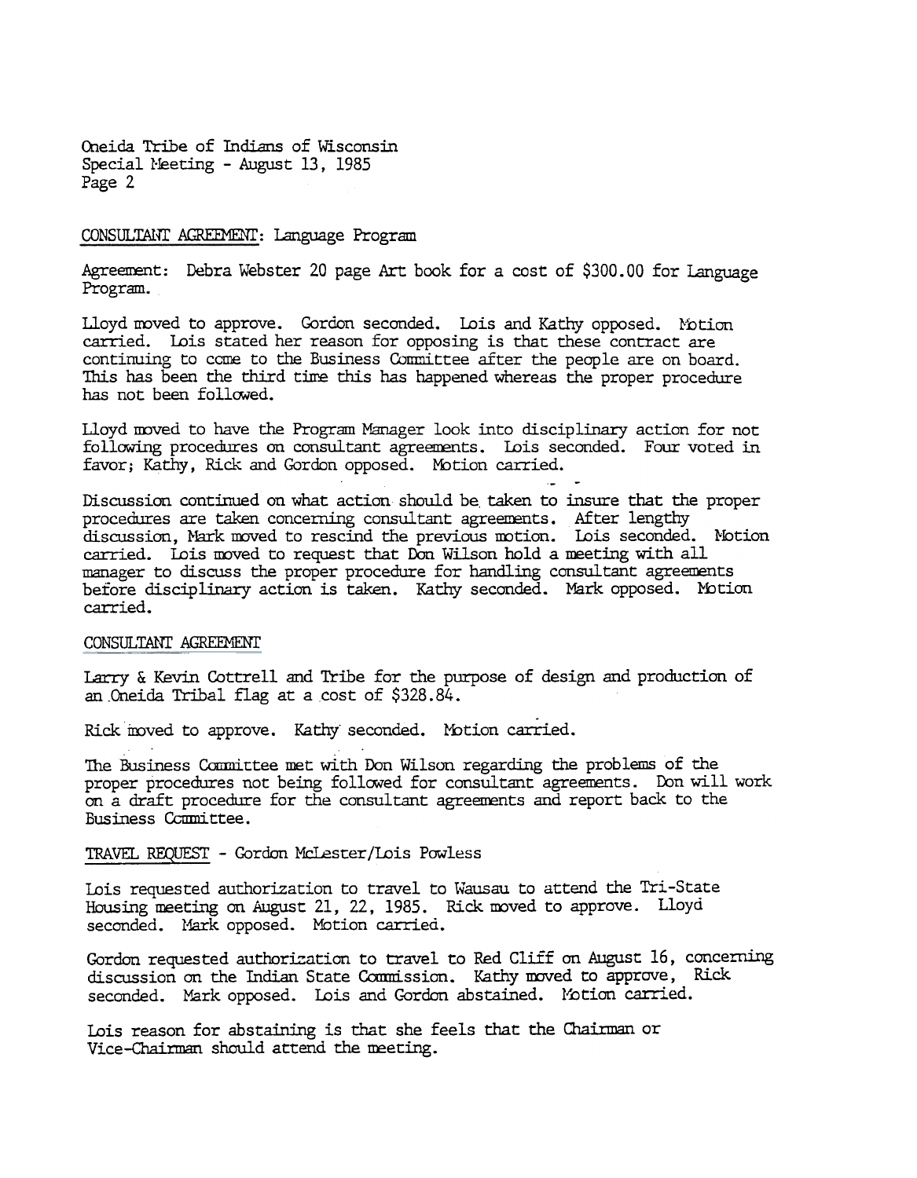Oneida Tribe of Indians of Wisconsin
Special Meeting - August 13, 1985
Page 2

CONSULTANT AGREEMENT: Language Program

Agreement: Debra Webster 20 page Art book for a cost of $300.00 for Language Program.

Lloyd moved to approve. Gordon seconded. Lois and Kathy opposed. Motion carried. Lois stated her reason for opposing is that these contract are continuing to come to the Business Committee after the people are on board. This has been the third time this has happened whereas the proper procedure has not been followed.

Lloyd moved to have the Program Manager look into disciplinary action for not following procedures on consultant agreements. Lois seconded. Four voted in favor; Kathy, Rick and Gordon opposed. Motion carried.

Discussion continued on what action should be taken to insure that the proper procedures are taken concerning consultant agreements. After lengthy discussion, Mark moved to rescind the previous motion. Lois seconded. Motion carried. Lois moved to request that Don Wilson hold a meeting with all manager to discuss the proper procedure for handling consultant agreements before disciplinary action is taken. Kathy seconded. Mark opposed. Motion carried.

CONSULTANT AGREEMENT

Larry & Kevin Cottrell and Tribe for the purpose of design and production of an Oneida Tribal flag at a cost of $328.84.

Rick moved to approve. Kathy seconded. Motion carried.

The Business Committee met with Don Wilson regarding the problems of the proper procedures not being followed for consultant agreements. Don will work on a draft procedure for the consultant agreements and report back to the Business Committee.

TRAVEL REQUEST - Gordon McLester/Lois Powless

Lois requested authorization to travel to Wausau to attend the Tri-State Housing meeting on August 21, 22, 1985. Rick moved to approve. Lloyd seconded. Mark opposed. Motion carried.

Gordon requested authorization to travel to Red Cliff on August 16, concerning discussion on the Indian State Commission. Kathy moved to approve, Rick seconded. Mark opposed. Lois and Gordon abstained. Motion carried.

Lois reason for abstaining is that she feels that the Chairman or Vice-Chairman should attend the meeting.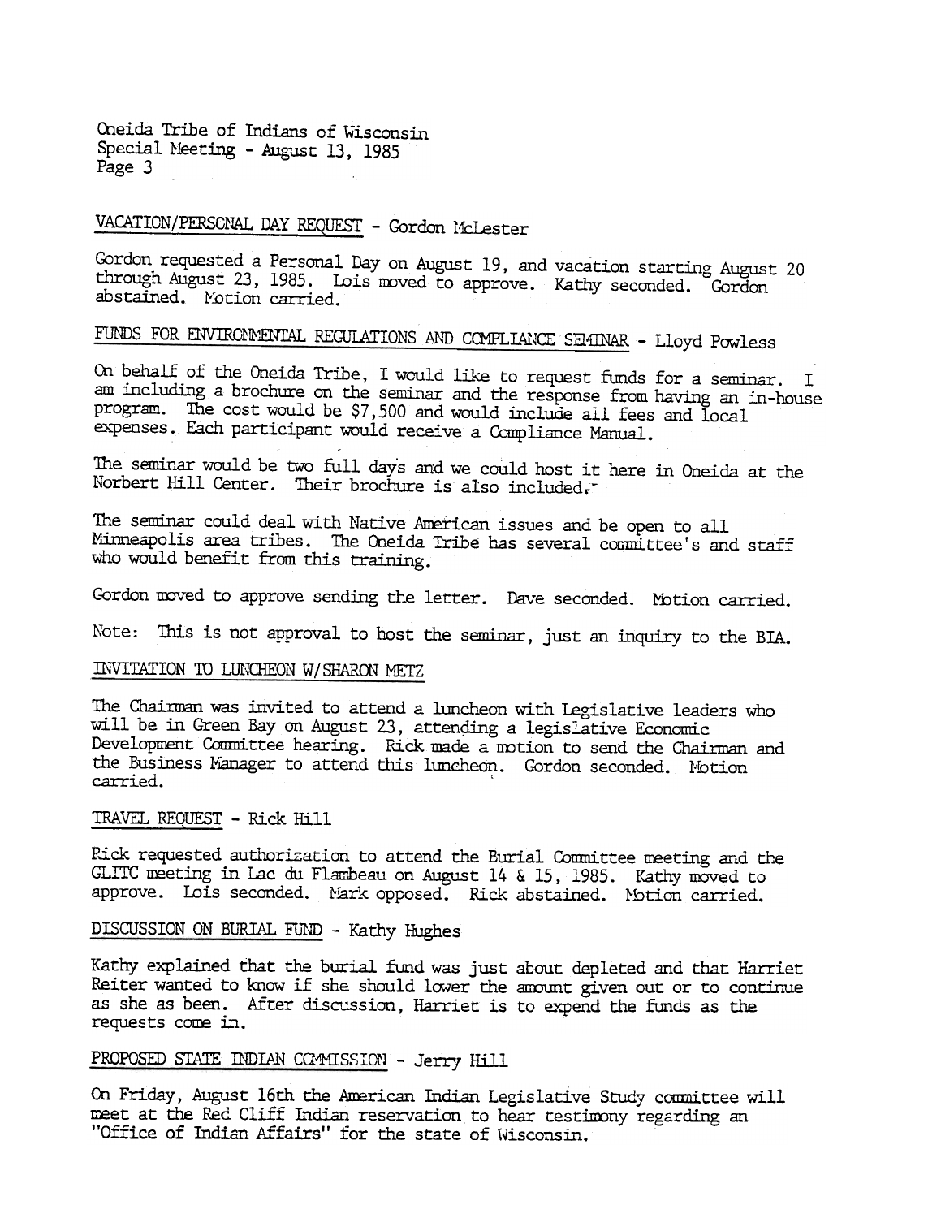Oneida Tribe of Indians of Wisconsin
Special Meeting - August 13, 1985
Page 3

VACATION/PERSONAL DAY REQUEST - Gordon McLester

Gordon requested a Personal Day on August 19, and vacation starting August 20 through August 23, 1985. Lois moved to approve. Kathy seconded. Gordon abstained. Motion carried.

FUNDS FOR ENVIRONMENTAL REGULATIONS AND COMPLIANCE SEMINAR - Lloyd Powless

On behalf of the Oneida Tribe, I would like to request funds for a seminar. I am including a brochure on the seminar and the response from having an in-house program. The cost would be $7,500 and would include all fees and local expenses. Each participant would receive a Compliance Manual.

The seminar would be two full days and we could host it here in Oneida at the Norbert Hill Center. Their brochure is also included.

The seminar could deal with Native American issues and be open to all Minneapolis area tribes. The Oneida Tribe has several committee's and staff who would benefit from this training.

Gordon moved to approve sending the letter. Dave seconded. Motion carried.

Note: This is not approval to host the seminar, just an inquiry to the BIA.

INVITATION TO LUNCHEON W/SHARON METZ

The Chairman was invited to attend a luncheon with Legislative leaders who will be in Green Bay on August 23, attending a legislative Economic Development Committee hearing. Rick made a motion to send the Chairman and the Business Manager to attend this luncheon. Gordon seconded. Motion carried.

TRAVEL REQUEST - Rick Hill

Rick requested authorization to attend the Burial Committee meeting and the GLITC meeting in Lac du Flambeau on August 14 & 15, 1985. Kathy moved to approve. Lois seconded. Mark opposed. Rick abstained. Motion carried.

DISCUSSION ON BURIAL FUND - Kathy Hughes

Kathy explained that the burial fund was just about depleted and that Harriet Reiter wanted to know if she should lower the amount given out or to continue as she as been. After discussion, Harriet is to expend the funds as the requests come in.

PROPOSED STATE INDIAN COMMISSION - Jerry Hill

On Friday, August 16th the American Indian Legislative Study committee will meet at the Red Cliff Indian reservation to hear testimony regarding an "Office of Indian Affairs" for the state of Wisconsin.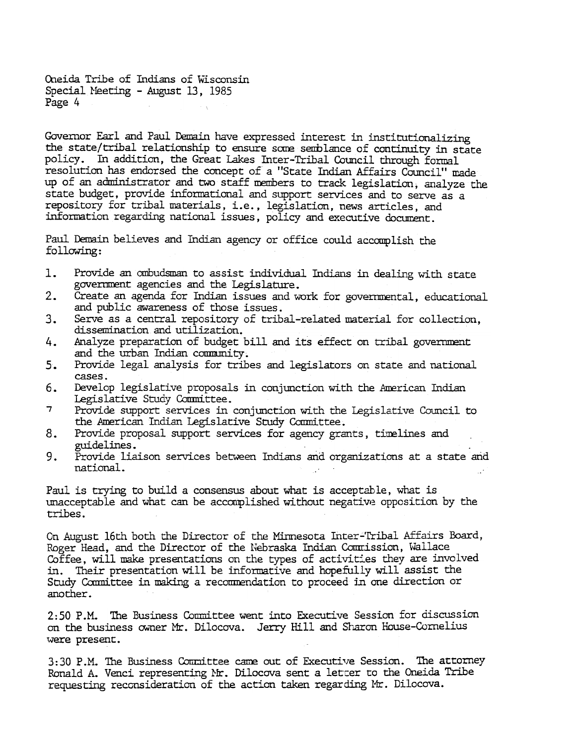Governor Earl and Paul Demain have expressed interest in institutionalizing the state/tribal relationship to ensure some semblance of continuity in state policy. In addition, the Great Lakes Inter-Tribal Council through formal resolution has endorsed the concept of a "State Indian Affairs Council" made up of an administrator and two staff members to track legislation, analyze the state budget, provide informational and support services and to serve as a repository for tribal materials, i.e., legislation, news articles, and information regarding national issues, policy and executive document.

Paul Demain believes and Indian agency or office could accomplish the following:

1. Provide an ombudsman to assist individual Indians in dealing with state government agencies and the Legislature.
2. Create an agenda for Indian issues and work for governmental, educational and public awareness of those issues.
3. Serve as a central repository of tribal-related material for collection, dissemination and utilization.
4. Analyze preparation of budget bill and its effect on tribal government and the urban Indian community.
5. Provide legal analysis for tribes and legislators on state and national cases.
6. Develop legislative proposals in conjunction with the American Indian Legislative Study Committee.
7. Provide support services in conjunction with the Legislative Council to the American Indian Legislative Study Committee.
8. Provide proposal support services for agency grants, timelines and guidelines.
9. Provide liaison services between Indians and organizations at a state and national.

Paul is trying to build a consensus about what is acceptable, what is unacceptable and what can be accomplished without negative opposition by the tribes.

On August 16th both the Director of the Minnesota Inter-Tribal Affairs Board, Roger Head, and the Director of the Nebraska Indian Commission, Wallace Coffee, will make presentations on the types of activities they are involved in. Their presentation will be informative and hopefully will assist the Study Committee in making a recommendation to proceed in one direction or another.

2:50 P.M. The Business Committee went into Executive Session for discussion on the business owner Mr. Dilocova. Jerry Hill and Sharon House-Cornelius were present.

3:30 P.M. The Business Committee came out of Executive Session. The attorney Ronald A. Venci representing Mr. Dilocova sent a letter to the Oneida Tribe requesting reconsideration of the action taken regarding Mr. Dilocova.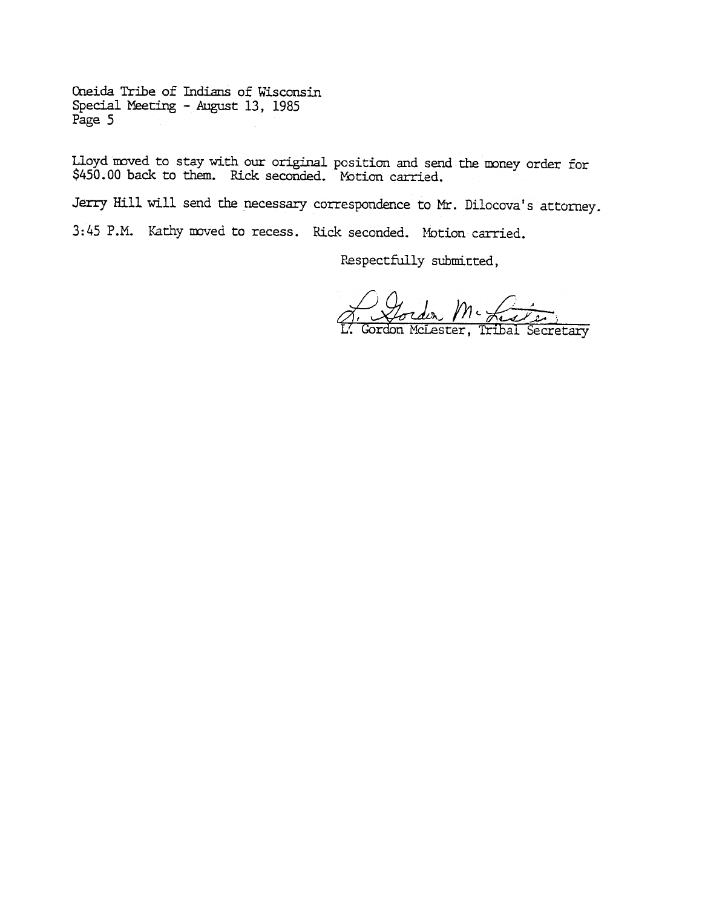Lloyd moved to stay with our original position and send the money order for $450.00 back to them. Rick seconded. Motion carried.

Jerry Hill will send the necessary correspondence to Mr. Dilocova's attorney.

3:45 P.M. Kathy moved to recess. Rick seconded. Motion carried.

Respectfully submitted,

L. Gordon McLester, Tribal Secretary